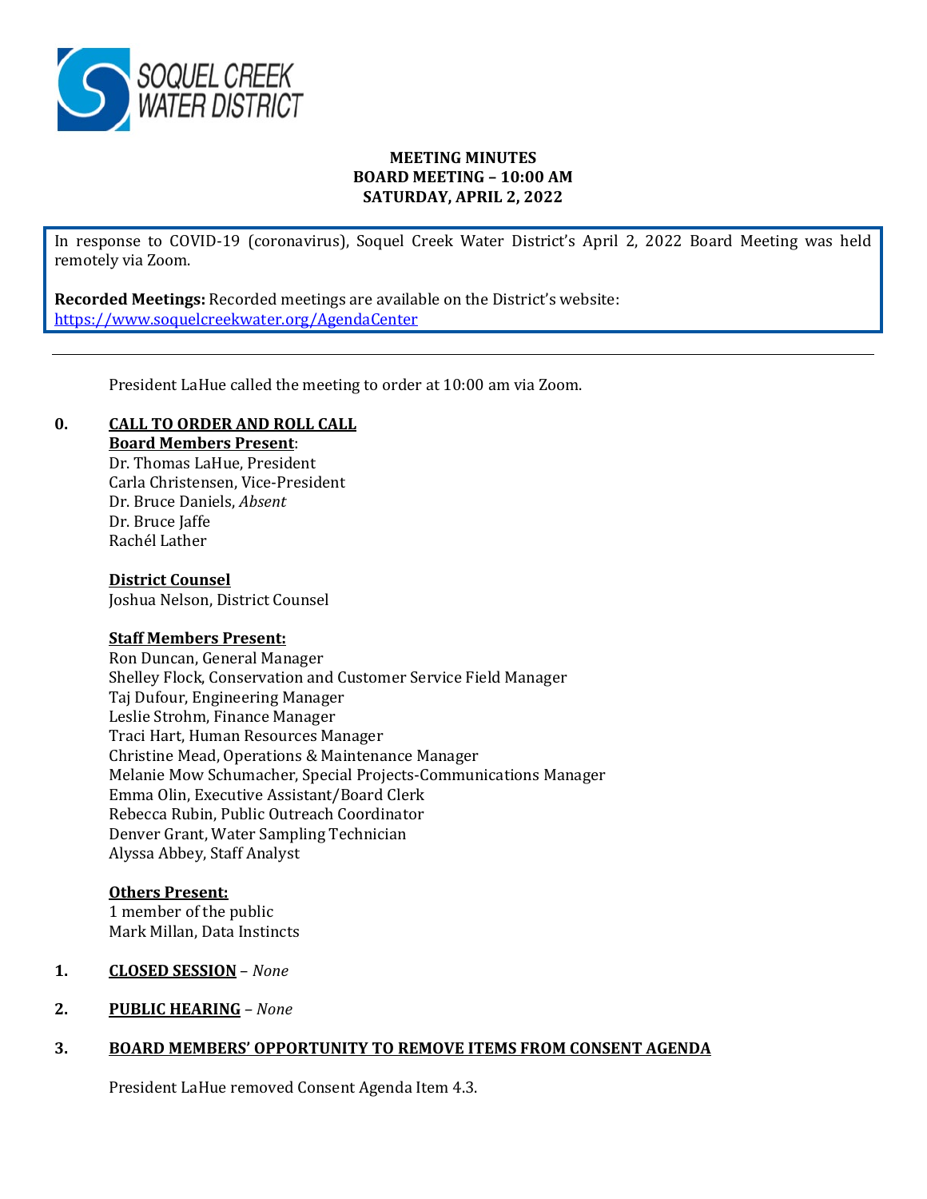**MEETING MINUTES**
**BOARD MEETING – 10:00 AM**
**SATURDAY, APRIL 2, 2022**

In response to COVID-19 (coronavirus), Soquel Creek Water District's April 2, 2022 Board Meeting was held remotely via Zoom.

**Recorded Meetings:** Recorded meetings are available on the District's website: https://www.soquelcreekwater.org/AgendaCenter

---

President LaHue called the meeting to order at 10:00 am via Zoom.

## 0. CALL TO ORDER AND ROLL CALL

**Board Members Present**:
Dr. Thomas LaHue, President
Carla Christensen, Vice-President
Dr. Bruce Daniels, *Absent*
Dr. Bruce Jaffe
Rachél Lather

**District Counsel**
Joshua Nelson, District Counsel

**Staff Members Present:**
Ron Duncan, General Manager
Shelley Flock, Conservation and Customer Service Field Manager
Taj Dufour, Engineering Manager
Leslie Strohm, Finance Manager
Traci Hart, Human Resources Manager
Christine Mead, Operations & Maintenance Manager
Melanie Mow Schumacher, Special Projects-Communications Manager
Emma Olin, Executive Assistant/Board Clerk
Rebecca Rubin, Public Outreach Coordinator
Denver Grant, Water Sampling Technician
Alyssa Abbey, Staff Analyst

**Others Present:**
1 member of the public
Mark Millan, Data Instincts

## 1. CLOSED SESSION – *None*

## 2. PUBLIC HEARING – *None*

## 3. BOARD MEMBERS' OPPORTUNITY TO REMOVE ITEMS FROM CONSENT AGENDA

President LaHue removed Consent Agenda Item 4.3.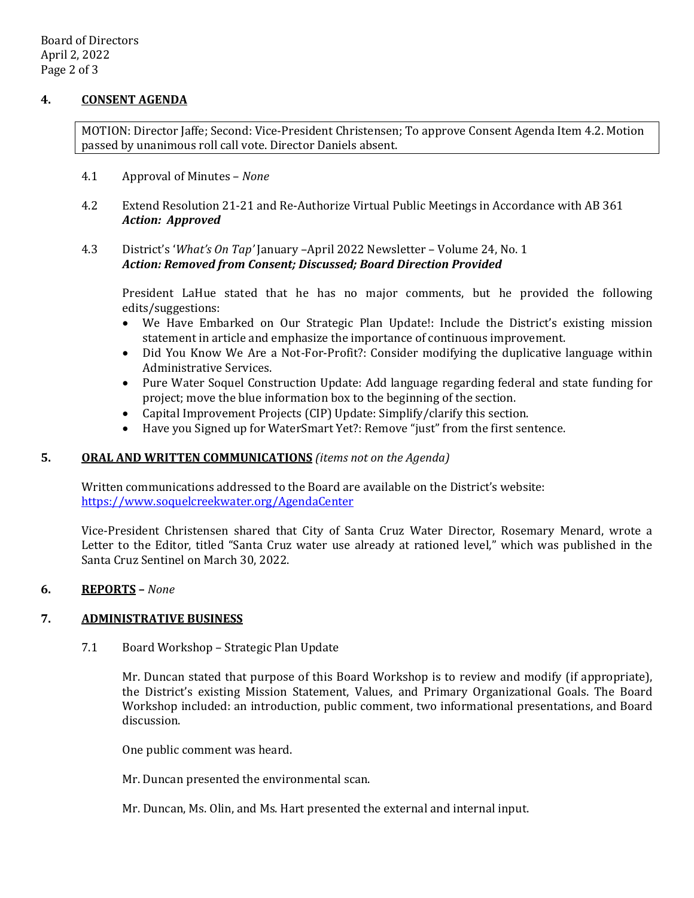## 4. CONSENT AGENDA

MOTION: Director Jaffe; Second: Vice-President Christensen; To approve Consent Agenda Item 4.2. Motion passed by unanimous roll call vote. Director Daniels absent.

4.1 Approval of Minutes – *None*

4.2 Extend Resolution 21-21 and Re-Authorize Virtual Public Meetings in Accordance with AB 361
***Action: Approved***

4.3 District's '*What's On Tap'* January –April 2022 Newsletter – Volume 24, No. 1
***Action: Removed from Consent; Discussed; Board Direction Provided***

President LaHue stated that he has no major comments, but he provided the following edits/suggestions:

- We Have Embarked on Our Strategic Plan Update!: Include the District's existing mission statement in article and emphasize the importance of continuous improvement.
- Did You Know We Are a Not-For-Profit?: Consider modifying the duplicative language within Administrative Services.
- Pure Water Soquel Construction Update: Add language regarding federal and state funding for project; move the blue information box to the beginning of the section.
- Capital Improvement Projects (CIP) Update: Simplify/clarify this section.
- Have you Signed up for WaterSmart Yet?: Remove "just" from the first sentence.

## 5. ORAL AND WRITTEN COMMUNICATIONS *(items not on the Agenda)*

Written communications addressed to the Board are available on the District's website: https://www.soquelcreekwater.org/AgendaCenter

Vice-President Christensen shared that City of Santa Cruz Water Director, Rosemary Menard, wrote a Letter to the Editor, titled "Santa Cruz water use already at rationed level," which was published in the Santa Cruz Sentinel on March 30, 2022.

## 6. REPORTS – *None*

## 7. ADMINISTRATIVE BUSINESS

7.1 Board Workshop – Strategic Plan Update

Mr. Duncan stated that purpose of this Board Workshop is to review and modify (if appropriate), the District's existing Mission Statement, Values, and Primary Organizational Goals. The Board Workshop included: an introduction, public comment, two informational presentations, and Board discussion.

One public comment was heard.

Mr. Duncan presented the environmental scan.

Mr. Duncan, Ms. Olin, and Ms. Hart presented the external and internal input.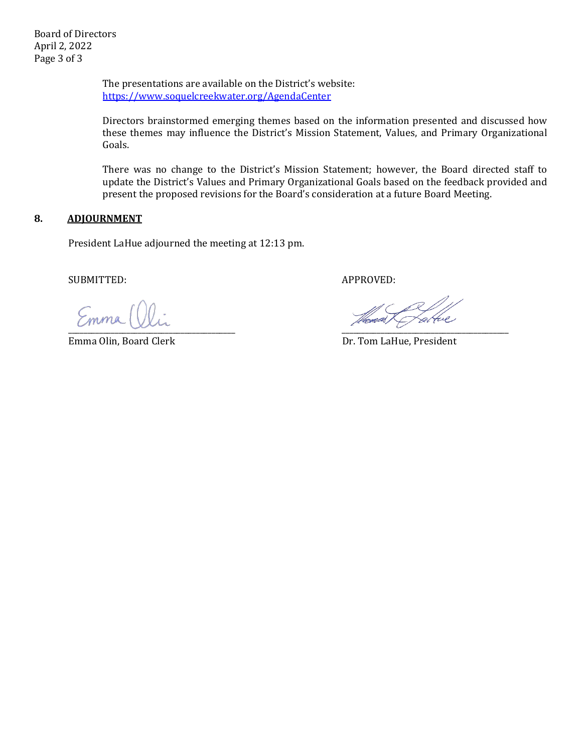The presentations are available on the District's website: [https://www.soquelcreekwater.org/AgendaCenter](https://www.soquelcreekwater.org/AgendaCenter)

Directors brainstormed emerging themes based on the information presented and discussed how these themes may influence the District's Mission Statement, Values, and Primary Organizational Goals.

There was no change to the District's Mission Statement; however, the Board directed staff to update the District's Values and Primary Organizational Goals based on the feedback provided and present the proposed revisions for the Board's consideration at a future Board Meeting.

**8. ADJOURNMENT**

President LaHue adjourned the meeting at 12:13 pm.

| | |
|---|---|
| SUBMITTED: | APPROVED: |
| Emma Olin, Board Clerk | Dr. Tom LaHue, President |